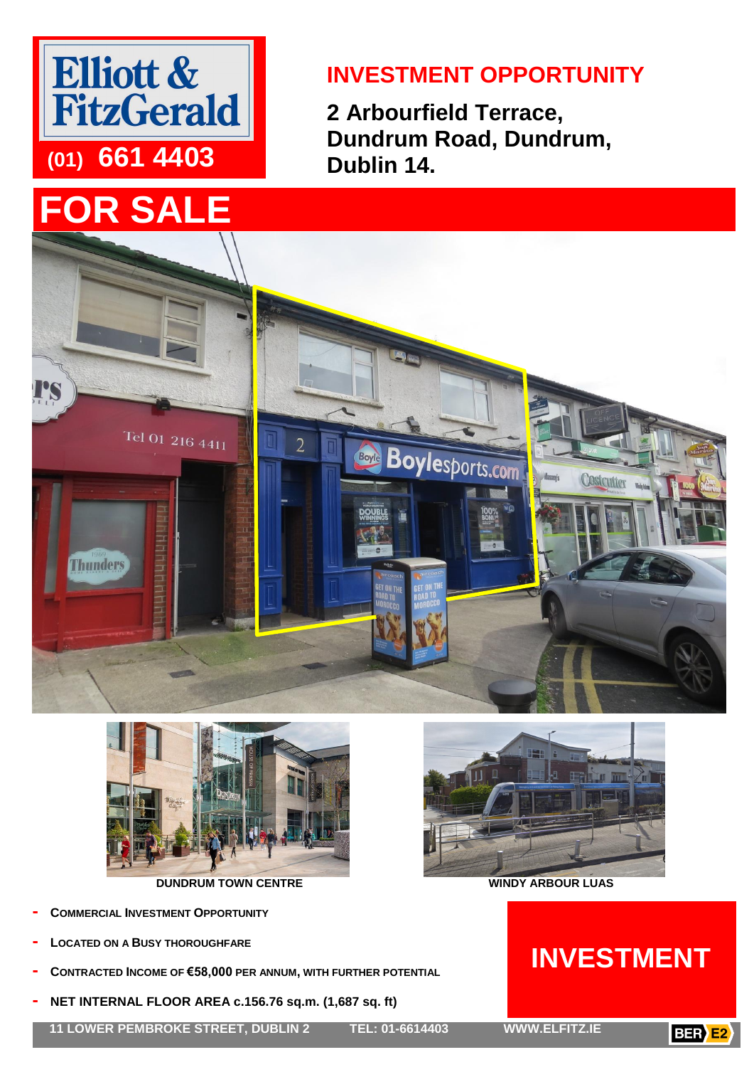Elliott & FitzGerald

(01) 661 4403

# INVESTMENT OPPORTUNITY

## 2 Arbourfield Terrace, Dundrum Road, Dundrum, Dublin 14.

# FOR SALE

DUNDRUM TOWN CENTRE

WINDY ARBOUR LUAS

- **COMMERCIAL INVESTMENT OPPORTUNITY**
- **LOCATED ON A BUSY THOROUGHFARE**
- **CONTRACTED INCOME OF €58,000 PER ANNUM, WITH FURTHER POTENTIAL**
- **NET INTERNAL FLOOR AREA c.156.76 sq.m. (1,687 sq. ft)**

# INVESTMENT

11 LOWER PEMBROKE STREET, DUBLIN 2 TEL: 01-6614403 WWW.ELFITZ.IE

BER E2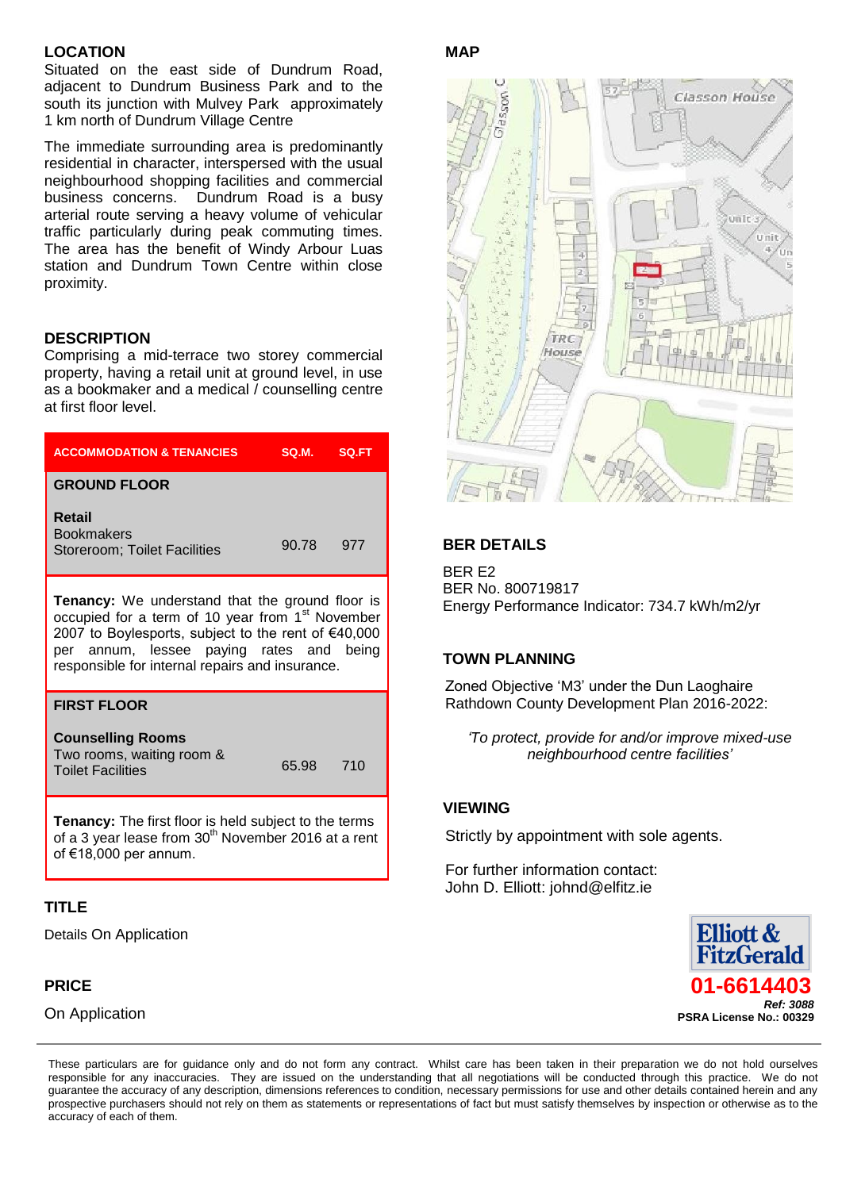## LOCATION

Situated on the east side of Dundrum Road, adjacent to Dundrum Business Park and to the south its junction with Mulvey Park approximately 1 km north of Dundrum Village Centre

The immediate surrounding area is predominantly residential in character, interspersed with the usual neighbourhood shopping facilities and commercial business concerns. Dundrum Road is a busy arterial route serving a heavy volume of vehicular traffic particularly during peak commuting times. The area has the benefit of Windy Arbour Luas station and Dundrum Town Centre within close proximity.

## DESCRIPTION

Comprising a mid-terrace two storey commercial property, having a retail unit at ground level, in use as a bookmaker and a medical / counselling centre at first floor level.

| ACCOMMODATION & TENANCIES | SQ.M. | SQ.FT |
|---|---|---|
| **GROUND FLOOR** | | |
| **Retail**<br>Bookmakers<br>Storeroom; Toilet Facilities | 90.78 | 977 |
| **Tenancy:** We understand that the ground floor is occupied for a term of 10 year from 1st November 2007 to Boylesports, subject to the rent of €40,000 per annum, lessee paying rates and being responsible for internal repairs and insurance. | | |
| **FIRST FLOOR** | | |
| **Counselling Rooms**<br>Two rooms, waiting room &<br>Toilet Facilities | 65.98 | 710 |
| **Tenancy:** The first floor is held subject to the terms of a 3 year lease from 30th November 2016 at a rent of €18,000 per annum. | | |

## TITLE

Details On Application

## PRICE

On Application

## MAP

## BER DETAILS

BER E2
BER No. 800719817
Energy Performance Indicator: 734.7 kWh/m2/yr

## TOWN PLANNING

Zoned Objective 'M3' under the Dun Laoghaire Rathdown County Development Plan 2016-2022:

*'To protect, provide for and/or improve mixed-use neighbourhood centre facilities'*

## VIEWING

Strictly by appointment with sole agents.

For further information contact:
John D. Elliott: johnd@elfitz.ie

Elliott & FitzGerald
**01-6614403**
*Ref: 3088*
**PSRA License No.: 00329**

These particulars are for guidance only and do not form any contract. Whilst care has been taken in their preparation we do not hold ourselves responsible for any inaccuracies. They are issued on the understanding that all negotiations will be conducted through this practice. We do not guarantee the accuracy of any description, dimensions references to condition, necessary permissions for use and other details contained herein and any prospective purchasers should not rely on them as statements or representations of fact but must satisfy themselves by inspection or otherwise as to the accuracy of each of them.